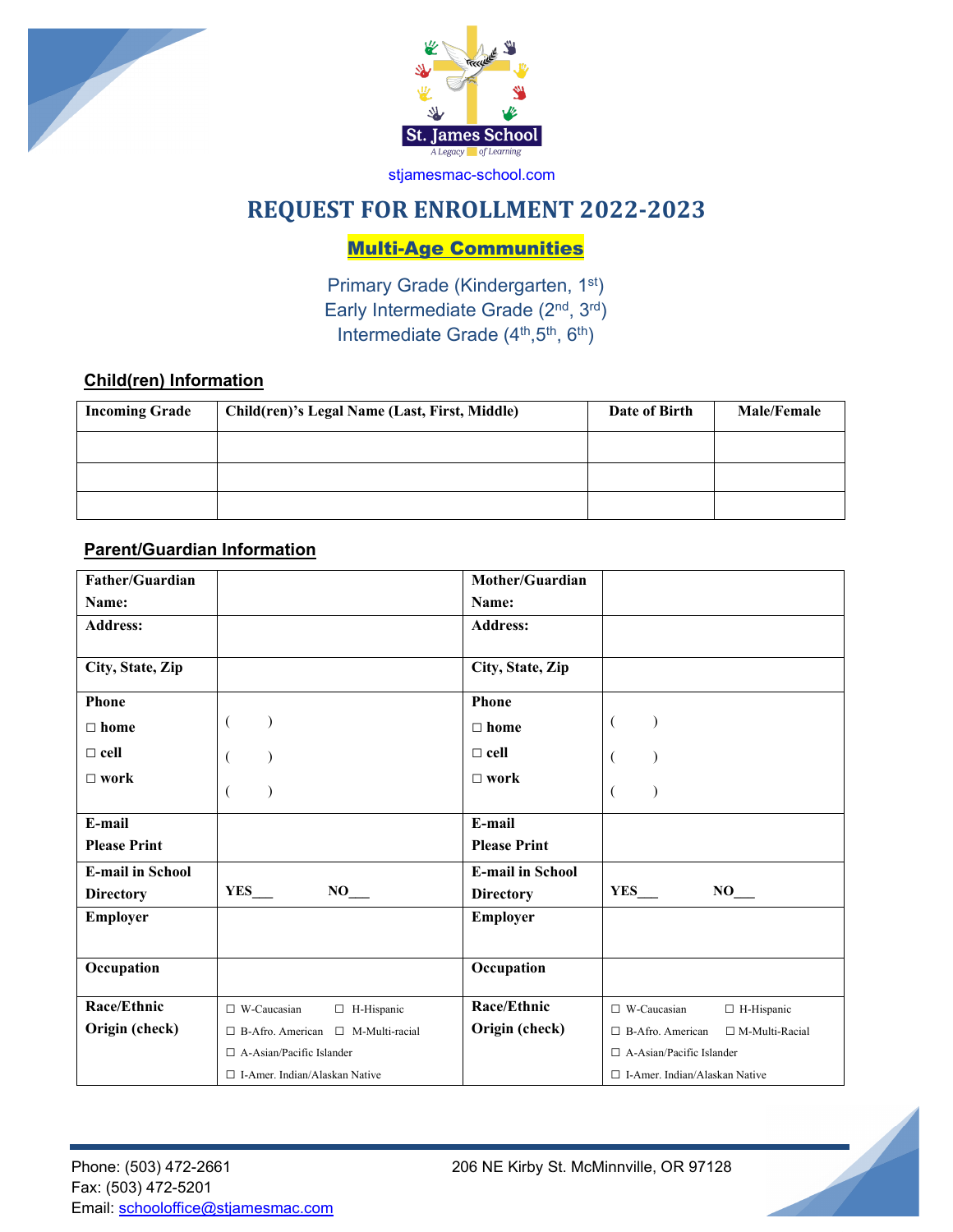St. James School
*A Legacy of Learning*

stjamesmac-school.com

# REQUEST FOR ENROLLMENT 2022-2023

## Multi-Age Communities

Primary Grade (Kindergarten, 1st)
Early Intermediate Grade (2nd, 3rd)
Intermediate Grade (4th, 5th, 6th)

### Child(ren) Information

| Incoming Grade | Child(ren)'s Legal Name (Last, First, Middle) | Date of Birth | Male/Female |
|---|---|---|---|
| | | | |
| | | | |
| | | | |

### Parent/Guardian Information

| Father/Guardian Name: | | Mother/Guardian Name: | |
|---|---|---|---|
| Address: | | Address: | |
| City, State, Zip | | City, State, Zip | |
| Phone ☐ home ☐ cell ☐ work | ( ) ( ) ( ) | Phone ☐ home ☐ cell ☐ work | ( ) ( ) ( ) |
| E-mail Please Print | | E-mail Please Print | |
| E-mail in School Directory | YES___ NO___ | E-mail in School Directory | YES___ NO___ |
| Employer | | Employer | |
| Occupation | | Occupation | |
| Race/Ethnic Origin (check) | ☐ W-Caucasian ☐ H-Hispanic ☐ B-Afro. American ☐ M-Multi-racial ☐ A-Asian/Pacific Islander ☐ I-Amer. Indian/Alaskan Native | Race/Ethnic Origin (check) | ☐ W-Caucasian ☐ H-Hispanic ☐ B-Afro. American ☐ M-Multi-Racial ☐ A-Asian/Pacific Islander ☐ I-Amer. Indian/Alaskan Native |

Phone: (503) 472-2661
Fax: (503) 472-5201
Email: schooloffice@stjamesmac.com

206 NE Kirby St. McMinnville, OR 97128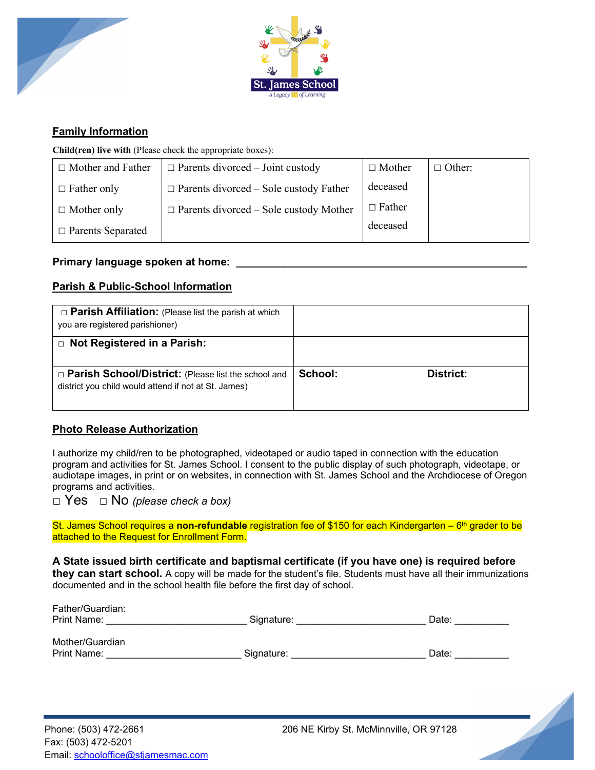St. James School

*A Legacy of Learning*

## Family Information

**Child(ren) live with** (Please check the appropriate boxes):

| | | | |
|---|---|---|---|
| ☐ Mother and Father<br>☐ Father only<br>☐ Mother only<br>☐ Parents Separated | ☐ Parents divorced – Joint custody<br>☐ Parents divorced – Sole custody Father<br>☐ Parents divorced – Sole custody Mother | ☐ Mother deceased<br>☐ Father deceased | ☐ Other: |

**Primary language spoken at home:** ___________________________________________

## Parish & Public-School Information

| | | |
|---|---|---|
| ☐ **Parish Affiliation:** (Please list the parish at which you are registered parishioner) | | |
| ☐ **Not Registered in a Parish:** | | |
| ☐ **Parish School/District:** (Please list the school and district you child would attend if not at St. James) | **School:** | **District:** |

## Photo Release Authorization

I authorize my child/ren to be photographed, videotaped or audio taped in connection with the education program and activities for St. James School. I consent to the public display of such photograph, videotape, or audiotape images, in print or on websites, in connection with St. James School and the Archdiocese of Oregon programs and activities.

☐ Yes ☐ No *(please check a box)*

St. James School requires a **non-refundable** registration fee of $150 for each Kindergarten – 6th grader to be attached to the Request for Enrollment Form.

**A State issued birth certificate and baptismal certificate (if you have one) is required before they can start school.** A copy will be made for the student's file. Students must have all their immunizations documented and in the school health file before the first day of school.

Father/Guardian:
Print Name: _________________________ Signature: _______________________ Date: __________

Mother/Guardian
Print Name: ________________________ Signature: ________________________ Date: __________

Phone: (503) 472-2661
Fax: (503) 472-5201
Email: schooloffice@stjamesmac.com

206 NE Kirby St. McMinnville, OR 97128